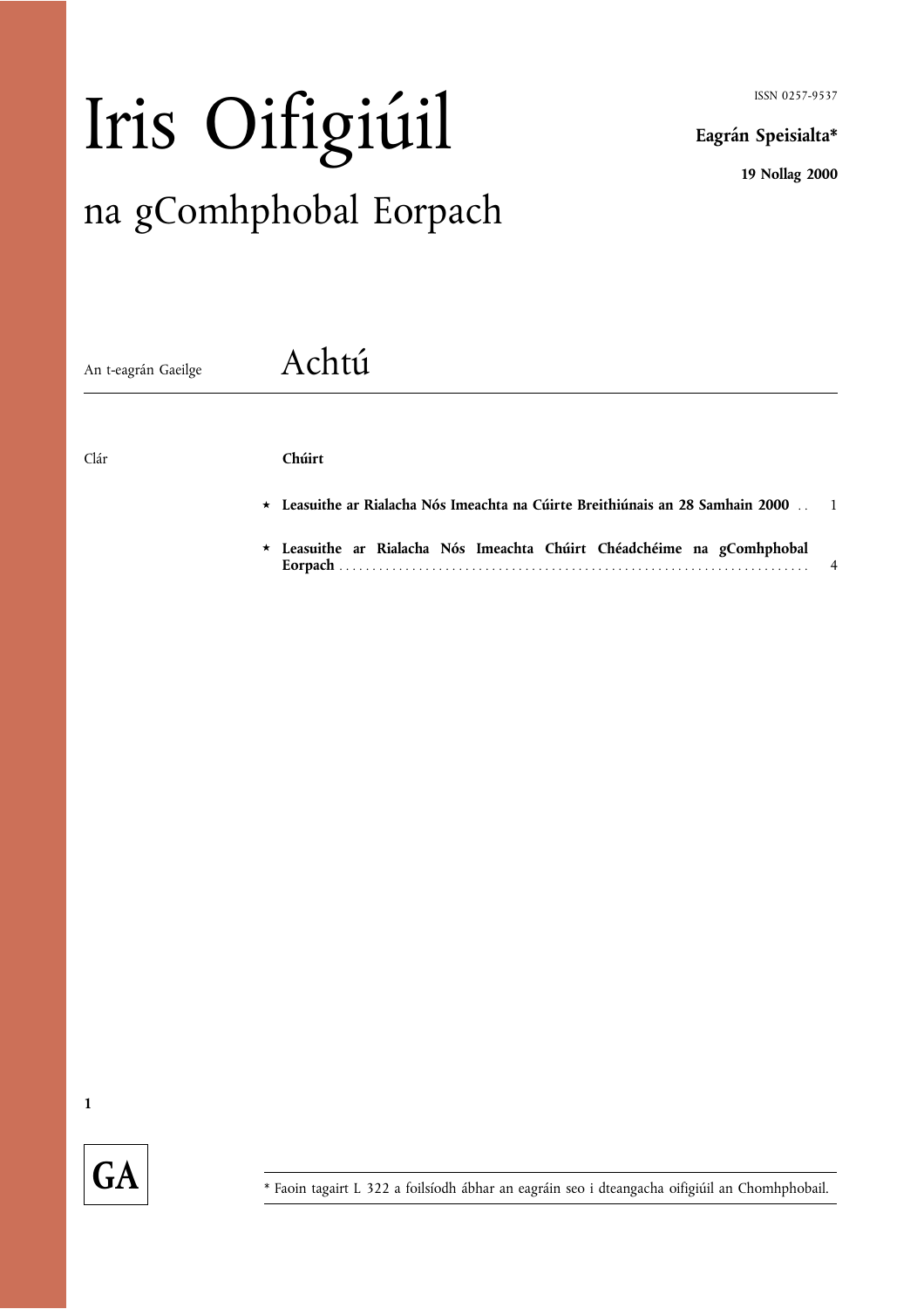# Iris Oifigiúil

## na gComhphobal Eorpach

ISSN 0257-9537

**Eagrán Speisialta***

**19 Nollag 2000**

An t-eagrán Gaeilge

## Achtú

Clár

**Chúirt**

| | | |
|---|---|---|
| * | **Leasuithe ar Rialacha Nós Imeachta na Cúirte Breithiúnais an 28 Samhain 2000** | 1 |
| * | **Leasuithe ar Rialacha Nós Imeachta Chúirt Chéadchéime na gComhphobal Eorpach** | 4 |

1

GA

* Faoin tagairt L 322 a foilsíodh ábhar an eagráin seo i dteangacha oifigiúil an Chomhphobail.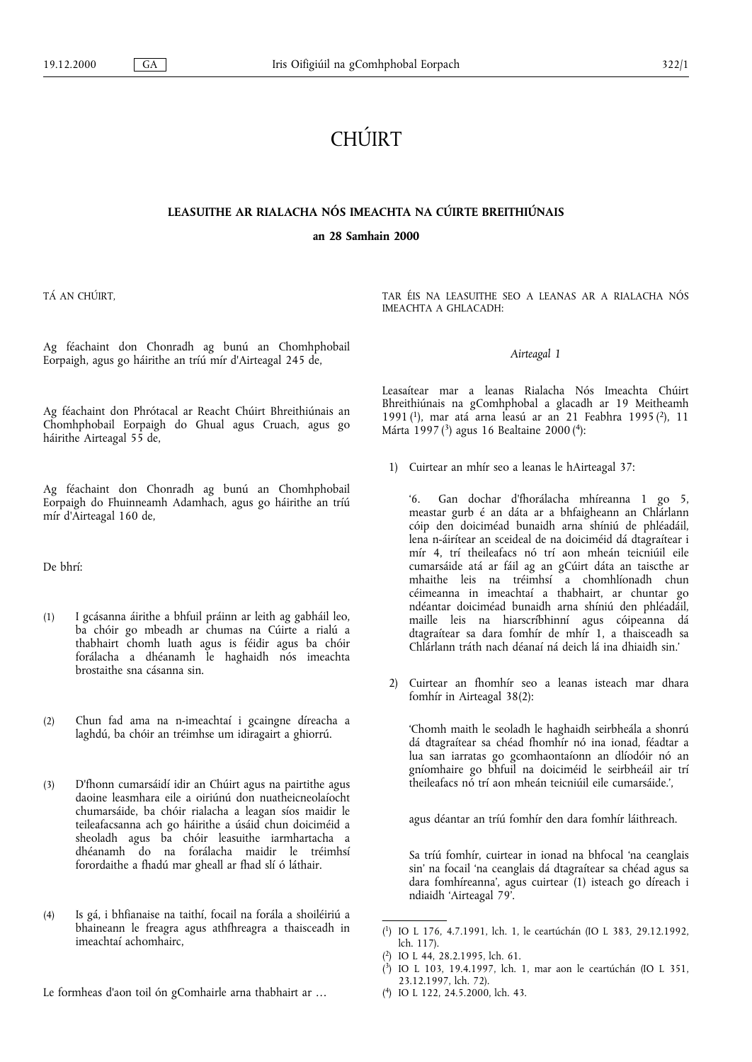# CHÚIRT

## LEASUITHE AR RIALACHA NÓS IMEACHTA NA CÚIRTE BREITHIÚNAIS

**an 28 Samhain 2000**

TÁ AN CHÚIRT,

Ag féachaint don Chonradh ag bunú an Chomhphobail Eorpaigh, agus go háirithe an tríú mír d'Airteagal 245 de,

Ag féachaint don Phrótacal ar Reacht Chúirt Bhreithiúnais an Chomhphobail Eorpaigh do Ghual agus Cruach, agus go háirithe Airteagal 55 de,

Ag féachaint don Chonradh ag bunú an Chomhphobail Eorpaigh do Fhuinneamh Adamhach, agus go háirithe an tríú mír d'Airteagal 160 de,

De bhrí:

(1) I gcásanna áirithe a bhfuil práinn ar leith ag gabháil leo, ba chóir go mbeadh ar chumas na Cúirte a rialú a thabhairt chomh luath agus is féidir agus ba chóir forálacha a dhéanamh le haghaidh nós imeachta brostaithe sna cásanna sin.

(2) Chun fad ama na n-imeachtaí i gcaingne díreacha a laghdú, ba chóir an tréimhse um idiragairt a ghiorrú.

(3) D'fhonn cumarsáidí idir an Chúirt agus na pairtithe agus daoine leasmhara eile a oiriúnú don nuatheicneolaíocht chumarsáide, ba chóir rialacha a leagan síos maidir le teileafacsanna ach go háirithe a úsáid chun doiciméid a sheoladh agus ba chóir leasuithe iarmhartacha a dhéanamh do na forálacha maidir le tréimhsí forordaithe a fhadú mar gheall ar fhad slí ó láthair.

(4) Is gá, i bhfianaise na taithí, focail na forála a shoiléiriú a bhaineann le freagra agus athfhreagra a thaisceadh in imeachtaí achomhairc,

Le formheas d'aon toil ón gComhairle arna thabhairt ar …

TAR ÉIS NA LEASUITHE SEO A LEANAS AR A RIALACHA NÓS IMEACHTA A GHLACADH:

*Airteagal 1*

Leasaítear mar a leanas Rialacha Nós Imeachta Chúirt Bhreithiúnais na gComhphobal a glacadh ar 19 Meitheamh 1991 [1], mar atá arna leasú ar an 21 Feabhra 1995 [2], 11 Márta 1997 [3] agus 16 Bealtaine 2000 [4]:

1) Cuirtear an mhír seo a leanas le hAirteagal 37:

   ‘6. Gan dochar d'fhorálacha mhíreanna 1 go 5, meastar gurb é an dáta ar a bhfaigheann an Chlárlann cóip den doiciméad bunaidh arna shíniú de phléadáil, lena n-áirítear an sceideal de na doiciméid dá dtagraítear i mír 4, trí theileafacs nó trí aon mheán teicniúil eile cumarsáide atá ar fáil ag an gCúirt dáta an taisctheh ar mhaithe leis na tréimhsí a chomhlíonadh chun céimeanna in imeachtaí a thabhairt, ar chuntar go ndéantar doiciméad bunaidh arna shíniú den phléadáil, maille leis na hiarscríbhinní agus cóipeanna dá dtagraítear sa dara fomhír de mhír 1, a thaisceadh sa Chlárlann tráth nach déanaí ná deich lá ina dhiaidh sin.’

2) Cuirtear an fhomhír seo a leanas isteach mar dhara fomhír in Airteagal 38(2):

   ‘Chomh maith le seoladh le haghaidh seirbheála a shonrú dá dtagraítear sa chéad fhomhír nó ina ionad, féadtar a lua san iarratas go gcomhaontaíonn an dlíodóir nó an gníomhaire go bhfuil na doiciméid le seirbheáil air trí theileafacs nó trí aon mheán teicniúil eile cumarsáide.’,

   agus déantar an tríú fomhír den dara fomhír láithreach.

   Sa tríú fomhír, cuirtear in ionad na bhfocal ‘na ceanglais sin’ na focail ‘na ceanglais dá dtagraítear sa chéad agus sa dara fomhíreanna’, agus cuirtear (1) isteach go díreach i ndiaidh ‘Airteagal 79’.

---

[1] IO L 176, 4.7.1991, lch. 1, le ceartúchán (IO L 383, 29.12.1992, lch. 117).

[2] IO L 44, 28.2.1995, lch. 61.

[3] IO L 103, 19.4.1997, lch. 1, mar aon le ceartúchán (IO L 351, 23.12.1997, lch. 72).

[4] IO L 122, 24.5.2000, lch. 43.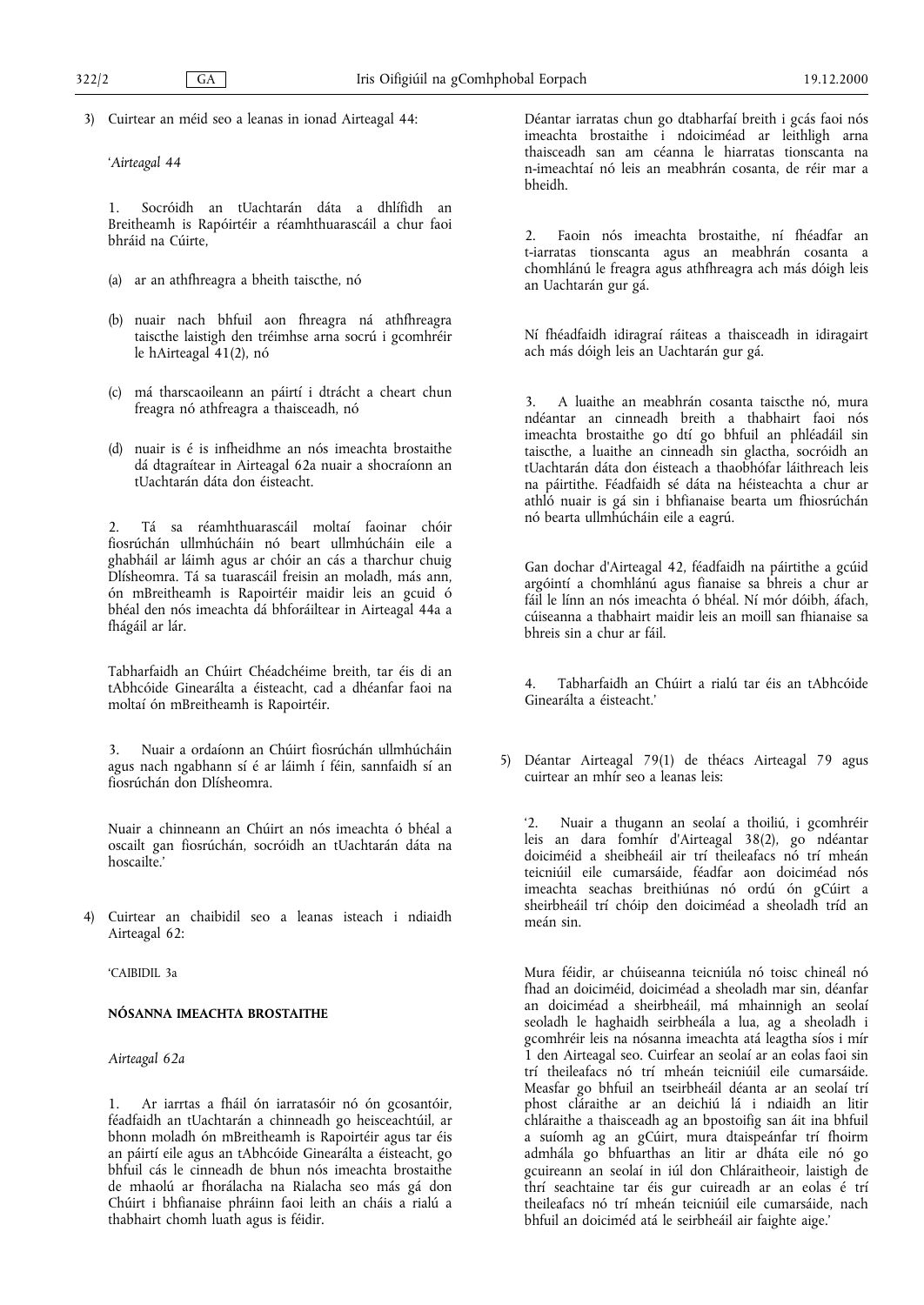3) Cuirtear an méid seo a leanas in ionad Airteagal 44:

'*Airteagal 44*

1. Socróidh an tUachtarán dáta a dhlífidh an Breitheamh is Rapóirtéir a réamhthuarascáil a chur faoi bhráid na Cúirte,

(a) ar an athfhreagra a bheith taiscthe, nó

(b) nuair nach bhfuil aon fhreagra ná athfhreagra taiscthe laistigh den tréimhse arna socrú i gcomhréir le hAirteagal 41(2), nó

(c) má tharscaoileann an páirtí i dtrácht a cheart chun freagra nó athfreagra a thaisceadh, nó

(d) nuair is é is infheidhme an nós imeachta brostaithe dá dtagraítear in Airteagal 62a nuair a shocraíonn an tUachtarán dáta don éisteacht.

2. Tá sa réamhthuarascáil moltaí faoinar chóir fiosrúchán ullmhúcháin nó beart ullmhúcháin eile a ghabháil ar láimh agus ar chóir an cás a tharchur chuig Dlísheomra. Tá sa tuarascáil freisin an moladh, más ann, ón mBreitheamh is Rapoirtéir maidir leis an gcuid ó bhéal den nós imeachta dá bhforáiltear in Airteagal 44a a fhágáil ar lár.

Tabharfaidh an Chúirt Chéadchéime breith, tar éis di an tAbhcóide Ginearálta a éisteacht, cad a dhéanfar faoi na moltaí ón mBreitheamh is Rapoirtéir.

3. Nuair a ordaíonn an Chúirt fiosrúchán ullmhúcháin agus nach ngabhann sí é ar láimh í féin, sannfaidh sí an fiosrúchán don Dlísheomra.

Nuair a chinneann an Chúirt an nós imeachta ó bhéal a oscailt gan fiosrúchán, socróidh an tUachtarán dáta na hoscailte.'

4) Cuirtear an chaibidil seo a leanas isteach i ndiaidh Airteagal 62:

'CAIBIDIL 3a

**NÓSANNA IMEACHTA BROSTAITHE**

*Airteagal 62a*

1. Ar iarrtas a fháil ón iarratasóir nó ón gcosantóir, féadfaidh an tUachtarán a chinneadh go heisceachtúil, ar bhonn moladh ón mBreitheamh is Rapoirtéir agus tar éis an páirtí eile agus an tAbhcóide Ginearálta a éisteacht, go bhfuil cás le cinneadh de bhun nós imeachta brostaithe de mhaolú ar fhorálacha na Rialacha seo más gá don Chúirt i bhfianaise phráinn faoi leith an cháis a rialú a thabhairt chomh luath agus is féidir.

Déantar iarratas chun go dtabharfaí breith i gcás faoi nós imeachta brostaithe i ndoiciméad ar leithligh arna thaisceadh san am céanna le hiarratas tionscanta na n-imeachtaí nó leis an meabhrán cosanta, de réir mar a bheidh.

2. Faoin nós imeachta brostaithe, ní fhéadfar an t-iarratas tionscanta agus an meabhrán cosanta a chomhlánú le freagra agus athfhreagra ach más dóigh leis an Uachtarán gur gá.

Ní fhéadfaidh idiragraí ráiteas a thaisceadh in idiragairt ach más dóigh leis an Uachtarán gur gá.

3. A luaithe an meabhrán cosanta taiscthe nó, mura ndéantar an cinneadh breith a thabhairt faoi nós imeachta brostaithe go dtí go bhfuil an phléadáil sin taiscthe, a luaithe an cinneadh sin glactha, socróidh an tUachtarán dáta don éisteach a thaobhófar láithreach leis na páirtithe. Féadfaidh sé dáta na héisteachta a chur ar athló nuair is gá sin i bhfianaise bearta um fhiosrúchán nó bearta ullmhúcháin eile a eagrú.

Gan dochar d'Airteagal 42, féadfaidh na páirtithe a gcúid argóintí a chomhlánú agus fianaise sa bhreis a chur ar fáil le línn an nós imeachta ó bhéal. Ní mór dóibh, áfach, cúiseanna a thabhairt maidir leis an moill san fhianaise sa bhreis sin a chur ar fáil.

4. Tabharfaidh an Chúirt a rialú tar éis an tAbhcóide Ginearálta a éisteacht.'

5) Déantar Airteagal 79(1) de théacs Airteagal 79 agus cuirtear an mhír seo a leanas leis:

'2. Nuair a thugann an seolaí a thoiliú, i gcomhréir leis an dara fomhír d'Airteagal 38(2), go ndéantar doiciméid a sheirbheáil air trí theileafacs nó trí mheán teicniúil eile cumarsáide, féadfar aon doiciméad nós imeachta seachas breithiúnas nó ordú ón gCúirt a sheirbheáil trí chóip den doiciméad a sheoladh tríd an meán sin.

Mura féidir, ar chúiseanna teicniúla nó toisc chineál nó fhad an doiciméid, doiciméad a sheoladh mar sin, déanfar an doiciméad a sheirbheáil, má mhainnigh an seolaí seoladh le haghaidh seirbheála a lua, ag a sheoladh i gcomhréir leis na nósanna imeachta atá leagtha síos i mír 1 den Airteagal seo. Cuirfear an seolaí ar an eolas faoi sin trí theileafacs nó trí mheán teicniúil eile cumarsáide. Measfar go bhfuil an tseirbheáil déanta ar an seolaí trí phost cláraithe ar an deichiú lá i ndiaidh an litir chláraithe a thaisceadh ag an bpostoifig san áit ina bhfuil a suíomh ag an gCúirt, mura dtaispeánfar trí fhoirm admhála go bhfuarthas an litir ar dháta eile nó go gcuireann an seolaí in iúl don Chláraitheoir, laistigh de thrí seachtaine tar éis gur cuireadh ar an eolas é trí theileafacs nó trí mheán teicniúil eile cumarsáide, nach bhfuil an doiciméd atá le seirbheáil air faighte aige.'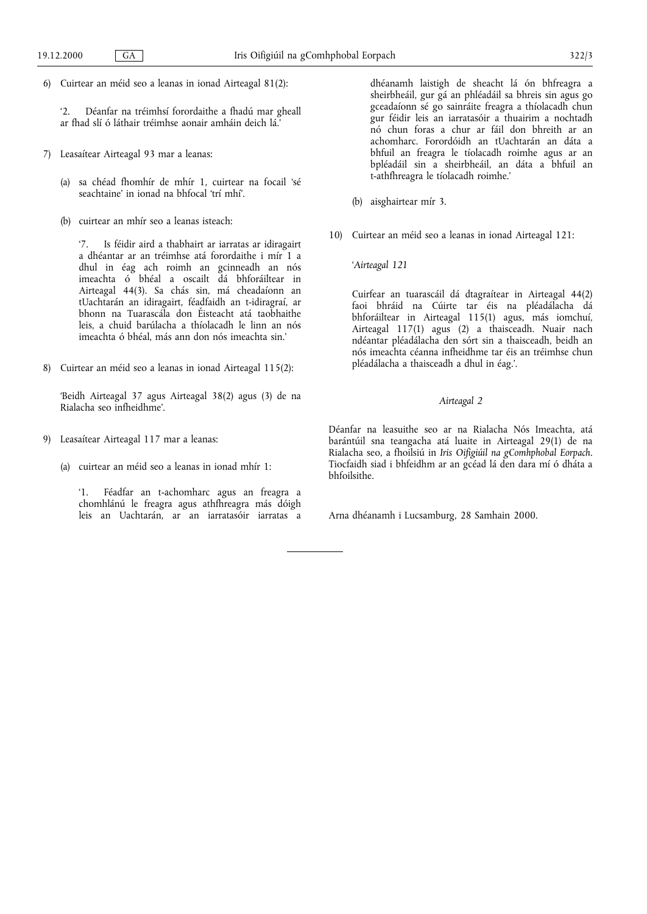6) Cuirtear an méid seo a leanas in ionad Airteagal 81(2):

   '2. Déanfar na tréimhsí forordaithe a fhadú mar gheall ar fhad slí ó láthair tréimhse aonair amháin deich lá.'

7) Leasaítear Airteagal 93 mar a leanas:

   (a) sa chéad fhomhír de mhír 1, cuirtear na focail 'sé seachtaine' in ionad na bhfocal 'trí mhí'.

   (b) cuirtear an mhír seo a leanas isteach:

   '7. Is féidir aird a thabhairt ar iarratas ar idiragairt a dhéantar ar an tréimhse atá forordaithe i mír 1 a dhul in éag ach roimh an gcinneadh an nós imeachta ó bhéal a oscailt dá bhforáiltear in Airteagal 44(3). Sa chás sin, má cheadaíonn an tUachtarán an idiragairt, féadfaidh an t-idiragraí, ar bhonn na Tuarascála don Éisteacht atá taobhaithe leis, a chuid barúlacha a thíolacadh le linn an nós imeachta ó bhéal, más ann don nós imeachta sin.'

8) Cuirtear an méid seo a leanas in ionad Airteagal 115(2):

   'Beidh Airteagal 37 agus Airteagal 38(2) agus (3) de na Rialacha seo infheidhme'.

9) Leasaítear Airteagal 117 mar a leanas:

   (a) cuirtear an méid seo a leanas in ionad mhír 1:

   '1. Féadfar an t-achomharc agus an freagra a chomhlánú le freagra agus athfhreagra más dóigh leis an Uachtarán, ar an iarratasóir iarratas a dhéanamh laistigh de sheacht lá ón bhfreagra a sheirbheáil, gur gá an phléadáil sa bhreis sin agus go gceadaíonn sé go sainráite freagra a thíolacadh chun gur féidir leis an iarratasóir a thuairim a nochtadh nó chun foras a chur ar fáil don bhreith ar an achomharc. Forordóidh an tUachtarán an dáta a bhfuil an freagra le tíolacadh roimhe agus ar an bpléadáil sin a sheirbheáil, an dáta a bhfuil an t-athfhreagra le tíolacadh roimhe.'

   (b) aisghairtear mír 3.

10) Cuirtear an méid seo a leanas in ionad Airteagal 121:

   '*Airteagal 121*

   Cuirfear an tuarascáil dá dtagraítear in Airteagal 44(2) faoi bhráid na Cúirte tar éis na pléadálacha dá bhforáiltear in Airteagal 115(1) agus, más iomchuí, Airteagal 117(1) agus (2) a thaisceadh. Nuair nach ndéantar pléadálacha den sórt sin a thaisceadh, beidh an nós imeachta céanna infheidhme tar éis an tréimhse chun pléadálacha a thaisceadh a dhul in éag.'.

*Airteagal 2*

Déanfar na leasuithe seo ar na Rialacha Nós Imeachta, atá barántúil sna teangacha atá luaite in Airteagal 29(1) de na Rialacha seo, a fhoilsiú in *Iris Oifigiúil na gComhphobal Eorpach*. Tiocfaidh siad i bhfeidhm ar an gcéad lá den dara mí ó dháta a bhfoilsithe.

Arna dhéanamh i Lucsamburg, 28 Samhain 2000.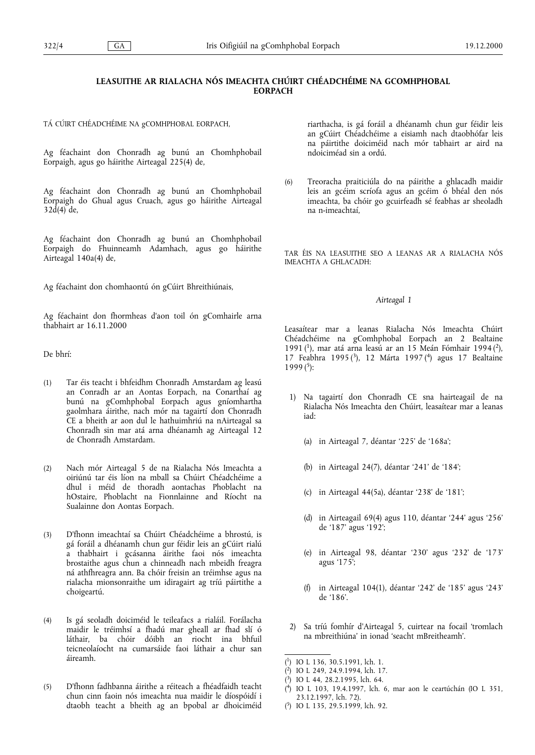# LEASUITHE AR RIALACHA NÓS IMEACHTA CHÚIRT CHÉADCHÉIME NA GCOMHPHOBAL EORPACH

TÁ CÚIRT CHÉADCHÉIME NA gCOMHPHOBAL EORPACH,

Ag féachaint don Chonradh ag bunú an Chomhphobail Eorpaigh, agus go háirithe Airteagal 225(4) de,

Ag féachaint don Chonradh ag bunú an Chomhphobail Eorpaigh do Ghual agus Cruach, agus go háirithe Airteagal 32d(4) de,

Ag féachaint don Chonradh ag bunú an Chomhphobail Eorpaigh do Fhuinneamh Adamhach, agus go háirithe Airteagal 140a(4) de,

Ag féachaint don chomhaontú ón gCúirt Bhreithiúnais,

Ag féachaint don fhormheas d'aon toil ón gComhairle arna thabhairt ar 16.11.2000

De bhrí:

(1) Tar éis teacht i bhfeidhm Chonradh Amstardam ag leasú an Conradh ar an Aontas Eorpach, na Conarthaí ag bunú na gComhphobal Eorpach agus gníomhartha gaolmhara áirithe, nach mór na tagairtí don Chonradh CE a bheith ar aon dul le hathuimhriú na nAirteagal sa Chonradh sin mar atá arna dhéanamh ag Airteagal 12 de Chonradh Amstardam.

(2) Nach mór Airteagal 5 de na Rialacha Nós Imeachta a oiriúnú tar éis líon na mball sa Chúirt Chéadchéime a dhul i méid de thoradh aontachas Phoblacht na hOstaire, Phoblacht na Fionnlainne and Ríocht na Sualainne don Aontas Eorpach.

(3) D'fhonn imeachtaí sa Chúirt Chéadchéime a bhrostú, is gá foráil a dhéanamh chun gur féidir leis an gCúirt rialú a thabhairt i gcásanna áirithe faoi nós imeachta brostaithe agus chun a chinneadh nach mbeidh freagra ná athfhreagra ann. Ba chóir freisin an tréimhse agus na rialacha mionsonraithe um idiragairt ag tríú páirtithe a choigeartú.

(4) Is gá seoladh doiciméid le teileafacs a rialáil. Forálacha maidir le tréimhsí a fhadú mar gheall ar fhad slí ó láthair, ba chóir dóibh an riocht ina bhfuil teicneolaíocht na cumarsáide faoi láthair a chur san áireamh.

(5) D'fhonn fadhbanna áirithe a réiteach a fhéadfaidh teacht chun cinn faoin nós imeachta nua maidir le díospóidí i dtaobh teacht a bheith ag an bpobal ar dhoiciméid riarthacha, is gá foráil a dhéanamh chun gur féidir leis an gCúirt Chéadchéime a eisiamh nach dtaobhófar leis na páirtithe doiciméid nach mór tabhairt ar aird na ndoiciméad sin a ordú.

(6) Treoracha praiticiúla do na páirithe a ghlacadh maidir leis an gcéim scríofa agus an gcéim ó bhéal den nós imeachta, ba chóir go gcuirfeadh sé feabhas ar sheoladh na n-imeachtaí,

TAR ÉIS NA LEASUITHE SEO A LEANAS AR A RIALACHA NÓS IMEACHTA A GHLACADH:

*Airteagal 1*

Leasaítear mar a leanas Rialacha Nós Imeachta Chúirt Chéadchéime na gComhphobal Eorpach an 2 Bealtaine 1991 [1], mar atá arna leasú ar an 15 Meán Fómhair 1994 [2], 17 Feabhra 1995 [3], 12 Márta 1997 [4] agus 17 Bealtaine 1999 [5]:

1) Na tagairtí don Chonradh CE sna hairteagail de na Rialacha Nós Imeachta den Chúirt, leasaítear mar a leanas iad:

   (a) in Airteagal 7, déantar '225' de '168a';

   (b) in Airteagal 24(7), déantar '241' de '184';

   (c) in Airteagal 44(5a), déantar '238' de '181';

   (d) in Airteagail 69(4) agus 110, déantar '244' agus '256' de '187' agus '192';

   (e) in Airteagal 98, déantar '230' agus '232' de '173' agus '175';

   (f) in Airteagal 104(1), déantar '242' de '185' agus '243' de '186'.

2) Sa tríú fomhír d'Airteagal 5, cuirtear na focail 'tromlach na mbreithiúna' in ionad 'seacht mBreitheamh'.

---

[1] IO L 136, 30.5.1991, lch. 1.

[2] IO L 249, 24.9.1994, lch. 17.

[3] IO L 44, 28.2.1995, lch. 64.

[4] IO L 103, 19.4.1997, lch. 6, mar aon le ceartúchán (IO L 351, 23.12.1997, lch. 72).

[5] IO L 135, 29.5.1999, lch. 92.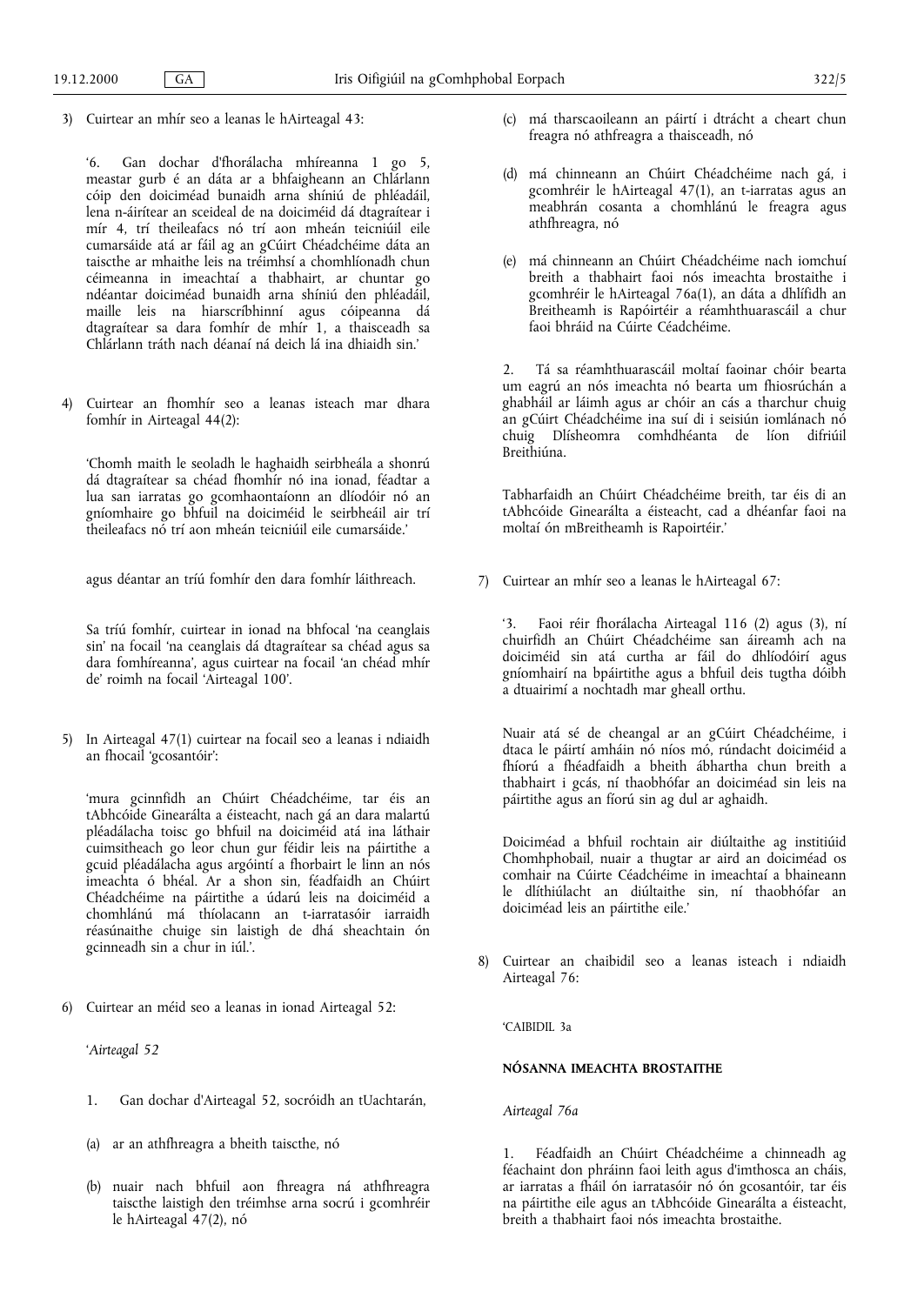3) Cuirtear an mhír seo a leanas le hAirteagal 43:

'6. Gan dochar d'fhorálacha mhíreanna 1 go 5, meastar gurb é an dáta ar a bhfaigheann an Chlárlann cóip den doiciméad bunaidh arna shíniú de phléadáil, lena n-áirítear an sceideal de na doiciméid dá dtagraítear i mír 4, trí theileafacs nó trí aon mheán teicniúil eile cumarsáide atá ar fáil ag an gCúirt Chéadchéime dáta an taiscthe ar mhaithe leis na tréimhsí a chomhlíonadh chun céimeanna in imeachtaí a thabhairt, ar chuntar go ndéantar doiciméad bunaidh arna shíniú den phléadáil, maille leis na hiarscríbhinní agus cóipeanna dá dtagraítear sa dara fomhír de mhír 1, a thaisceadh sa Chlárlann tráth nach déanaí ná deich lá ina dhiaidh sin.'

4) Cuirtear an fhomhír seo a leanas isteach mar dhara fomhír in Airteagal 44(2):

'Chomh maith le seoladh le haghaidh seirbheála a shonrú dá dtagraítear sa chéad fhomhír nó ina ionad, féadtar a lua san iarratas go gcomhaontaíonn an dlíodóir nó an gníomhaire go bhfuil na doiciméid le seirbheáil air trí theileafacs nó trí aon mheán teicniúil eile cumarsáide.'

agus déantar an tríú fomhír den dara fomhír láithreach.

Sa tríú fomhír, cuirtear in ionad na bhfocal 'na ceanglais sin' na focail 'na ceanglais dá dtagraítear sa chéad agus sa dara fomhíreanna', agus cuirtear na focail 'an chéad mhír de' roimh na focail 'Airteagal 100'.

5) In Airteagal 47(1) cuirtear na focail seo a leanas i ndiaidh an fhocail 'gcosantóir':

'mura gcinnfidh an Chúirt Chéadchéime, tar éis an tAbhcóide Ginearálta a éisteacht, nach gá an dara malartú pléadálacha toisc go bhfuil na doiciméid atá ina láthair cuimsitheach go leor chun gur féidir leis na páirtithe a gcuid pléadálacha agus argóintí a fhorbairt le linn an nós imeachta ó bhéal. Ar a shon sin, féadfaidh an Chúirt Chéadchéime na páirtithe a údarú leis na doiciméid a chomhlánú má thíolacann an t-iarratasóir iarraidh réasúnaithe chuige sin laistigh de dhá sheachtain ón gcinneadh sin a chur in iúl.'.

6) Cuirtear an méid seo a leanas in ionad Airteagal 52:

'*Airteagal 52*

1. Gan dochar d'Airteagal 52, socróidh an tUachtarán,

(a) ar an athfhreagra a bheith taiscthe, nó

(b) nuair nach bhfuil aon fhreagra ná athfhreagra taiscthe laistigh den tréimhse arna socrú i gcomhréir le hAirteagal 47(2), nó

(c) má tharscaoileann an páirtí i dtrácht a cheart chun freagra nó athfhreagra a thaisceadh, nó

(d) má chinneann an Chúirt Chéadchéime nach gá, i gcomhréir le hAirteagal 47(1), an t-iarratas agus an meabhrán cosanta a chomhlánú le freagra agus athfhreagra, nó

(e) má chinneann an Chúirt Chéadchéime nach iomchuí breith a thabhairt faoi nós imeachta brostaithe i gcomhréir le hAirteagal 76a(1), an dáta a dhlífidh an Breitheamh is Rapóirtéir a réamhthuarascáil a chur faoi bhráid na Cúirte Céadchéime.

2. Tá sa réamhthuarascáil moltaí faoinar chóir bearta um eagrú an nós imeachta nó bearta um fhiosrúchán a ghabháil ar láimh agus ar chóir an cás a tharchur chuig an gCúirt Chéadchéime ina suí di i seisiún iomlánach nó chuig Dlísheomra comhdhéanta de líon difriúil Breithiúna.

Tabharfaidh an Chúirt Chéadchéime breith, tar éis di an tAbhcóide Ginearálta a éisteacht, cad a dhéanfar faoi na moltaí ón mBreitheamh is Rapoirtéir.'

7) Cuirtear an mhír seo a leanas le hAirteagal 67:

'3. Faoi réir fhorálacha Airteagal 116 (2) agus (3), ní chuirfidh an Chúirt Chéadchéime san áireamh ach na doiciméid sin atá curtha ar fáil do dhlíodóirí agus gníomhairí na bpáirtithe agus a bhfuil deis tugtha dóibh a dtuairimí a nochtadh mar gheall orthu.

Nuair atá sé de cheangal ar an gCúirt Chéadchéime, i dtaca le páirtí amháin nó níos mó, rúndacht doiciméid a fhíorú a fhéadfaidh a bheith ábhartha chun breith a thabhairt i gcás, ní thaobhófar an doiciméad sin leis na páirtithe agus an fíorú sin ag dul ar aghaidh.

Doiciméad a bhfuil rochtain air diúltaithe ag institiúid Chomhphobail, nuair a thugtar ar aird an doiciméad os comhair na Cúirte Céadchéime in imeachtaí a bhaineann le dlíthiúlacht an diúltaithe sin, ní thaobhófar an doiciméad leis an páirtithe eile.'

8) Cuirtear an chaibidil seo a leanas isteach i ndiaidh Airteagal 76:

'CAIBIDIL 3a

**NÓSANNA IMEACHTA BROSTAITHE**

*Airteagal 76a*

1. Féadfaidh an Chúirt Chéadchéime a chinneadh ag féachaint don phráinn faoi leith agus d'imthosca an cháis, ar iarratas a fháil ón iarratasóir nó ón gcosantóir, tar éis na páirtithe eile agus an tAbhcóide Ginearálta a éisteacht, breith a thabhairt faoi nós imeachta brostaithe.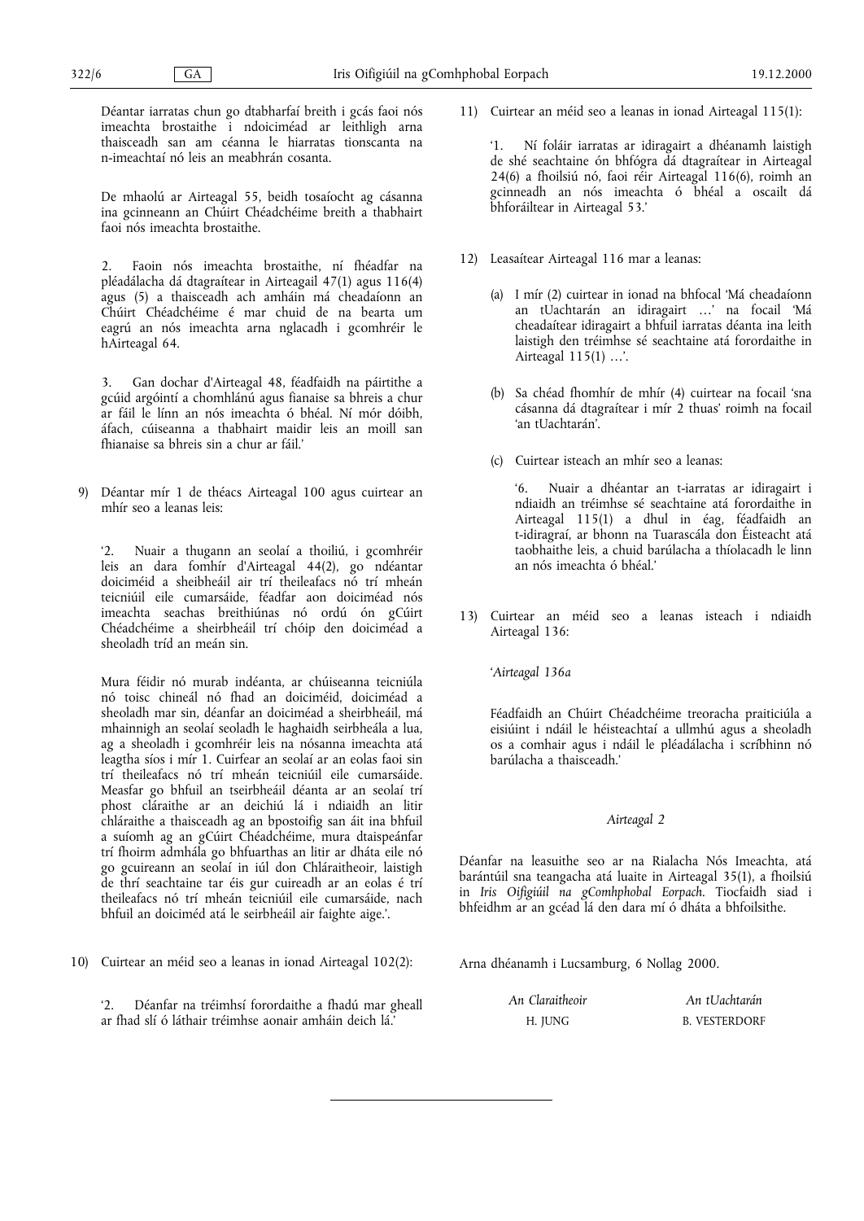Déantar iarratas chun go dtabharfaí breith i gcás faoi nós imeachta brostaithe i ndoiciméad ar leithligh arna thaisceadh san am céanna le hiarratas tionscanta na n-imeachtaí nó leis an meabhrán cosanta.

De mhaolú ar Airteagal 55, beidh tosaíocht ag cásanna ina gcinneann an Chúirt Chéadchéime breith a thabhairt faoi nós imeachta brostaithe.

2. Faoin nós imeachta brostaithe, ní fhéadfar na pléadálacha dá dtagraítear in Airteagail 47(1) agus 116(4) agus (5) a thaisceadh ach amháin má cheadaíonn an Chúirt Chéadchéime é mar chuid de na bearta um eagrú an nós imeachta arna nglacadh i gcomhréir le hAirteagal 64.

3. Gan dochar d'Airteagal 48, féadfaidh na páirtithe a gcúid argóintí a chomhlánú agus fianaise sa bhreis a chur ar fáil le línn an nós imeachta ó bhéal. Ní mór dóibh, áfach, cúiseanna a thabhairt maidir leis an moill san fhianaise sa bhreis sin a chur ar fáil.'

9) Déantar mír 1 de théacs Airteagal 100 agus cuirtear an mhír seo a leanas leis:

'2. Nuair a thugann an seolaí a thoiliú, i gcomhréir leis an dara fomhír d'Airteagal 44(2), go ndéantar doiciméid a sheibheáil air trí theileafacs nó trí mheán teicniúil eile cumarsáide, féadfar aon doiciméad nós imeachta seachas breithiúnas nó ordú ón gCúirt Chéadchéime a sheirbheáil trí chóip den doiciméad a sheoladh tríd an meán sin.

Mura féidir nó murab indéanta, ar chúiseanna teicniúla nó toisc chineál nó fhad an doiciméid, doiciméad a sheoladh mar sin, déanfar an doiciméad a sheirbheáil, má mhainnigh an seolaí seoladh le haghaidh seirbheála a lua, ag a sheoladh i gcomhréir leis na nósanna imeachta atá leagtha síos i mír 1. Cuirfear an seolaí ar an eolas faoi sin trí theileafacs nó trí mheán teicniúil eile cumarsáide. Measfar go bhfuil an tseirbheáil déanta ar an seolaí trí phost cláraithe ar an deichiú lá i ndiaidh an litir chláraithe a thaisceadh ag an bpostoifig san áit ina bhfuil a suíomh ag an gCúirt Chéadchéime, mura dtaispeánfar trí fhoirm admhála go bhfuarthas an litir ar dháta eile nó go gcuireann an seolaí in iúl don Chláraitheoir, laistigh de thrí seachtaine tar éis gur cuireadh ar an eolas é trí theileafacs nó trí mheán teicniúil eile cumarsáide, nach bhfuil an doiciméd atá le seirbheáil air faighte aige.'.

10) Cuirtear an méid seo a leanas in ionad Airteagal 102(2):

'2. Déanfar na tréimhsí forordaithe a fhadú mar gheall ar fhad slí ó láthair tréimhse aonair amháin deich lá.'

11) Cuirtear an méid seo a leanas in ionad Airteagal 115(1):

'1. Ní foláir iarratas ar idiragairt a dhéanamh laistigh de shé seachtaine ón bhfógra dá dtagraítear in Airteagal 24(6) a fhoilsiú nó, faoi réir Airteagal 116(6), roimh an gcinneadh an nós imeachta ó bhéal a oscailt dá bhforáiltear in Airteagal 53.'

12) Leasaítear Airteagal 116 mar a leanas:

(a) I mír (2) cuirtear in ionad na bhfocal 'Má cheadaíonn an tUachtarán an idiragairt …' na focail 'Má cheadaítear idiragairt a bhfuil iarratas déanta ina leith laistigh den tréimhse sé seachtaine atá forordaithe in Airteagal 115(1) …'.

(b) Sa chéad fhomhír de mhír (4) cuirtear na focail 'sna cásanna dá dtagraítear i mír 2 thuas' roimh na focail 'an tUachtarán'.

(c) Cuirtear isteach an mhír seo a leanas:

'6. Nuair a dhéantar an t-iarratas ar idiragairt i ndiaidh an tréimhse sé seachtaine atá forordaithe in Airteagal 115(1) a dhul in éag, féadfaidh an t-idiragraí, ar bhonn na Tuarascála don Éisteacht atá taobhaithe leis, a chuid barúlacha a thíolacadh le linn an nós imeachta ó bhéal.'

13) Cuirtear an méid seo a leanas isteach i ndiaidh Airteagal 136:

'*Airteagal 136a*

Féadfaidh an Chúirt Chéadchéime treoracha praiticiúla a eisiúint i ndáil le héisteachtaí a ullmhú agus a sheoladh os a comhair agus i ndáil le pléadálacha i scríbhinn nó barúlacha a thaisceadh.'

*Airteagal 2*

Déanfar na leasuithe seo ar na Rialacha Nós Imeachta, atá barántúil sna teangacha atá luaite in Airteagal 35(1), a fhoilsiú in *Iris Oifigiúil na gComhphobal Eorpach*. Tiocfaidh siad i bhfeidhm ar an gcéad lá den dara mí ó dháta a bhfoilsithe.

Arna dhéanamh i Lucsamburg, 6 Nollag 2000.

*An Claraitheoir*
H. JUNG

*An tUachtarán*
B. VESTERDORF